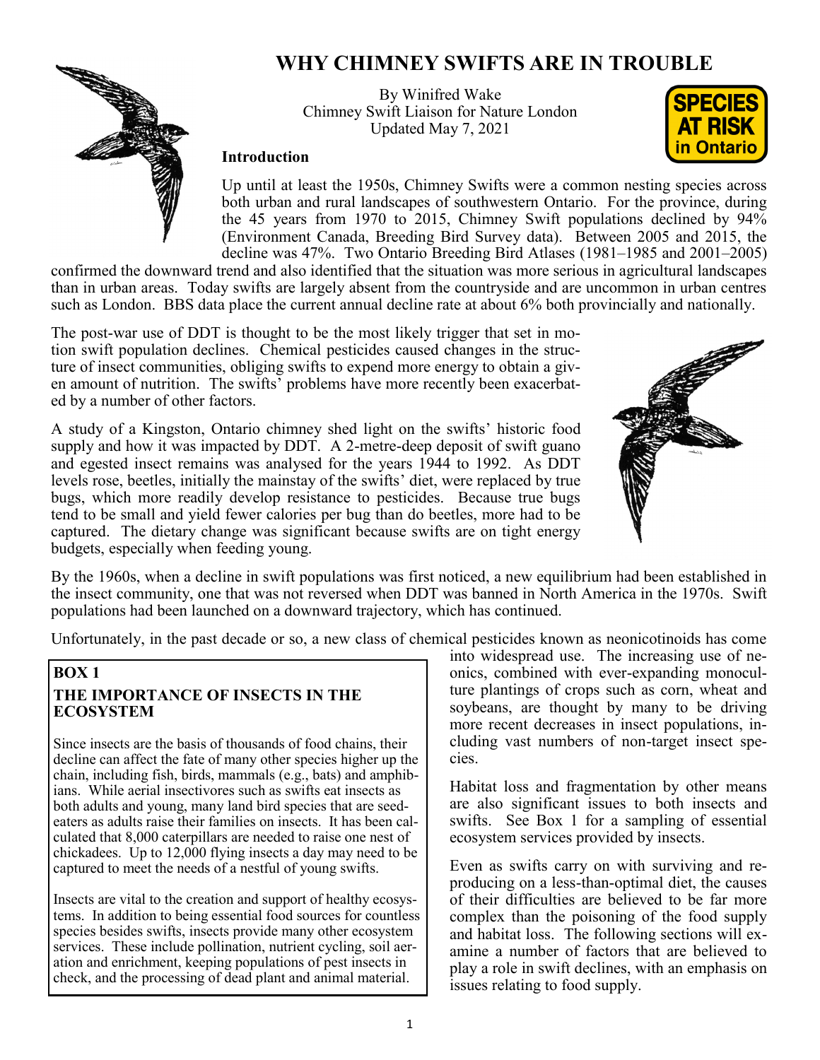# WHY CHIMNEY SWIFTS ARE IN TROUBLE

By Winifred Wake
Chimney Swift Liaison for Nature London
Updated May 7, 2021

SPECIES AT RISK in Ontario

## Introduction

Up until at least the 1950s, Chimney Swifts were a common nesting species across both urban and rural landscapes of southwestern Ontario. For the province, during the 45 years from 1970 to 2015, Chimney Swift populations declined by 94% (Environment Canada, Breeding Bird Survey data). Between 2005 and 2015, the decline was 47%. Two Ontario Breeding Bird Atlases (1981–1985 and 2001–2005) confirmed the downward trend and also identified that the situation was more serious in agricultural landscapes than in urban areas. Today swifts are largely absent from the countryside and are uncommon in urban centres such as London. BBS data place the current annual decline rate at about 6% both provincially and nationally.

The post-war use of DDT is thought to be the most likely trigger that set in motion swift population declines. Chemical pesticides caused changes in the structure of insect communities, obliging swifts to expend more energy to obtain a given amount of nutrition. The swifts' problems have more recently been exacerbated by a number of other factors.

A study of a Kingston, Ontario chimney shed light on the swifts' historic food supply and how it was impacted by DDT. A 2-metre-deep deposit of swift guano and egested insect remains was analysed for the years 1944 to 1992. As DDT levels rose, beetles, initially the mainstay of the swifts' diet, were replaced by true bugs, which more readily develop resistance to pesticides. Because true bugs tend to be small and yield fewer calories per bug than do beetles, more had to be captured. The dietary change was significant because swifts are on tight energy budgets, especially when feeding young.

By the 1960s, when a decline in swift populations was first noticed, a new equilibrium had been established in the insect community, one that was not reversed when DDT was banned in North America in the 1970s. Swift populations had been launched on a downward trajectory, which has continued.

Unfortunately, in the past decade or so, a new class of chemical pesticides known as neonicotinoids has come into widespread use. The increasing use of neonics, combined with ever-expanding monoculture plantings of crops such as corn, wheat and soybeans, are thought by many to be driving more recent decreases in insect populations, including vast numbers of non-target insect species.

Habitat loss and fragmentation by other means are also significant issues to both insects and swifts. See Box 1 for a sampling of essential ecosystem services provided by insects.

Even as swifts carry on with surviving and reproducing on a less-than-optimal diet, the causes of their difficulties are believed to be far more complex than the poisoning of the food supply and habitat loss. The following sections will examine a number of factors that are believed to play a role in swift declines, with an emphasis on issues relating to food supply.

> **BOX 1**
>
> **THE IMPORTANCE OF INSECTS IN THE ECOSYSTEM**
>
> Since insects are the basis of thousands of food chains, their decline can affect the fate of many other species higher up the chain, including fish, birds, mammals (e.g., bats) and amphibians. While aerial insectivores such as swifts eat insects as both adults and young, many land bird species that are seed-eaters as adults raise their families on insects. It has been calculated that 8,000 caterpillars are needed to raise one nest of chickadees. Up to 12,000 flying insects a day may need to be captured to meet the needs of a nestful of young swifts.
>
> Insects are vital to the creation and support of healthy ecosystems. In addition to being essential food sources for countless species besides swifts, insects provide many other ecosystem services. These include pollination, nutrient cycling, soil aeration and enrichment, keeping populations of pest insects in check, and the processing of dead plant and animal material.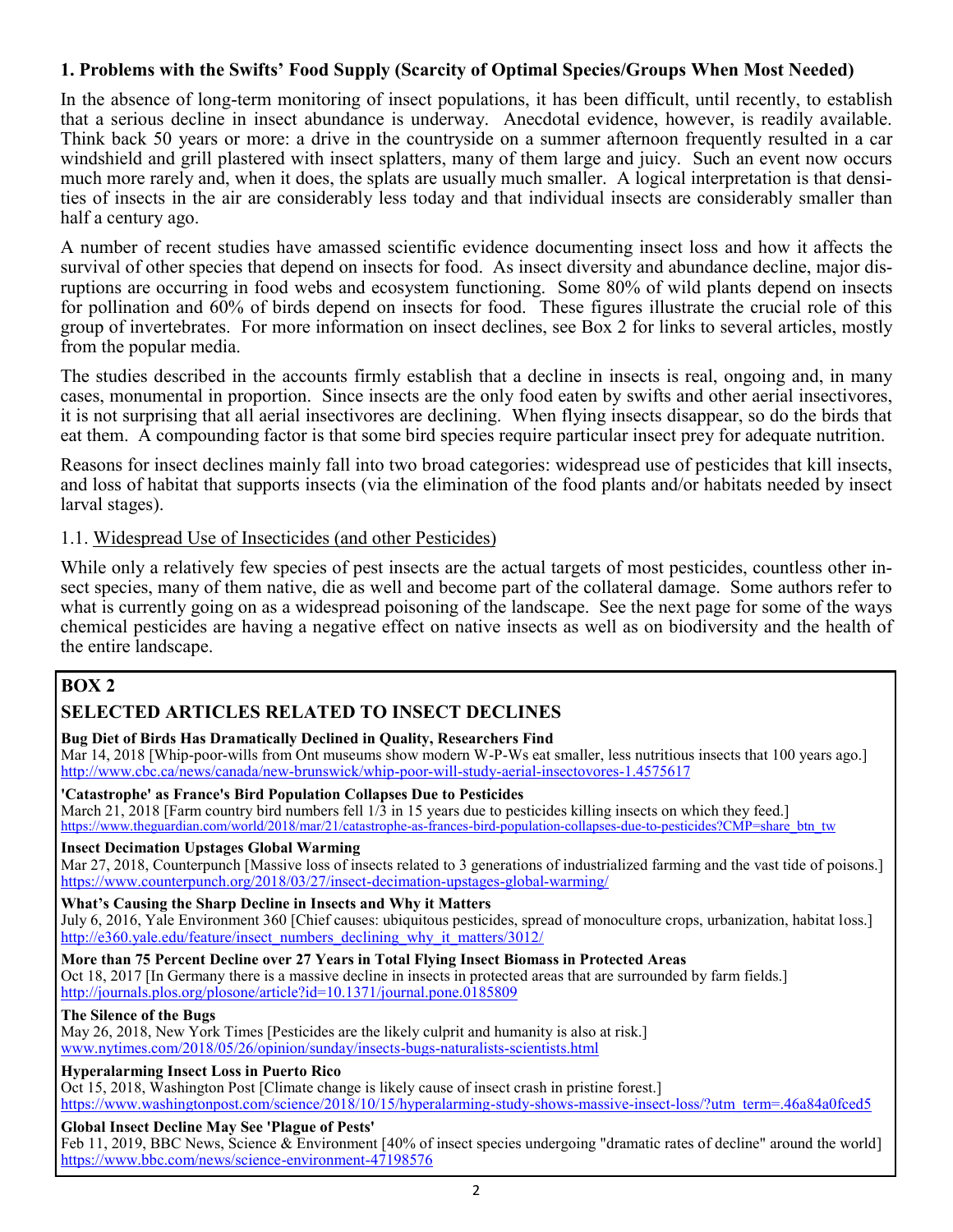## 1. Problems with the Swifts' Food Supply (Scarcity of Optimal Species/Groups When Most Needed)

In the absence of long-term monitoring of insect populations, it has been difficult, until recently, to establish that a serious decline in insect abundance is underway. Anecdotal evidence, however, is readily available. Think back 50 years or more: a drive in the countryside on a summer afternoon frequently resulted in a car windshield and grill plastered with insect splatters, many of them large and juicy. Such an event now occurs much more rarely and, when it does, the splats are usually much smaller. A logical interpretation is that densities of insects in the air are considerably less today and that individual insects are considerably smaller than half a century ago.

A number of recent studies have amassed scientific evidence documenting insect loss and how it affects the survival of other species that depend on insects for food. As insect diversity and abundance decline, major disruptions are occurring in food webs and ecosystem functioning. Some 80% of wild plants depend on insects for pollination and 60% of birds depend on insects for food. These figures illustrate the crucial role of this group of invertebrates. For more information on insect declines, see Box 2 for links to several articles, mostly from the popular media.

The studies described in the accounts firmly establish that a decline in insects is real, ongoing and, in many cases, monumental in proportion. Since insects are the only food eaten by swifts and other aerial insectivores, it is not surprising that all aerial insectivores are declining. When flying insects disappear, so do the birds that eat them. A compounding factor is that some bird species require particular insect prey for adequate nutrition.

Reasons for insect declines mainly fall into two broad categories: widespread use of pesticides that kill insects, and loss of habitat that supports insects (via the elimination of the food plants and/or habitats needed by insect larval stages).

### 1.1. Widespread Use of Insecticides (and other Pesticides)

While only a relatively few species of pest insects are the actual targets of most pesticides, countless other insect species, many of them native, die as well and become part of the collateral damage. Some authors refer to what is currently going on as a widespread poisoning of the landscape. See the next page for some of the ways chemical pesticides are having a negative effect on native insects as well as on biodiversity and the health of the entire landscape.

---

**BOX 2**

**SELECTED ARTICLES RELATED TO INSECT DECLINES**

**Bug Diet of Birds Has Dramatically Declined in Quality, Researchers Find**
Mar 14, 2018 [Whip-poor-wills from Ont museums show modern W-P-Ws eat smaller, less nutritious insects that 100 years ago.]
http://www.cbc.ca/news/canada/new-brunswick/whip-poor-will-study-aerial-insectovores-1.4575617

**'Catastrophe' as France's Bird Population Collapses Due to Pesticides**
March 21, 2018 [Farm country bird numbers fell 1/3 in 15 years due to pesticides killing insects on which they feed.]
https://www.theguardian.com/world/2018/mar/21/catastrophe-as-frances-bird-population-collapses-due-to-pesticides?CMP=share_btn_tw

**Insect Decimation Upstages Global Warming**
Mar 27, 2018, Counterpunch [Massive loss of insects related to 3 generations of industrialized farming and the vast tide of poisons.]
https://www.counterpunch.org/2018/03/27/insect-decimation-upstages-global-warming/

**What's Causing the Sharp Decline in Insects and Why it Matters**
July 6, 2016, Yale Environment 360 [Chief causes: ubiquitous pesticides, spread of monoculture crops, urbanization, habitat loss.]
http://e360.yale.edu/feature/insect_numbers_declining_why_it_matters/3012/

**More than 75 Percent Decline over 27 Years in Total Flying Insect Biomass in Protected Areas**
Oct 18, 2017 [In Germany there is a massive decline in insects in protected areas that are surrounded by farm fields.]
http://journals.plos.org/plosone/article?id=10.1371/journal.pone.0185809

**The Silence of the Bugs**
May 26, 2018, New York Times [Pesticides are the likely culprit and humanity is also at risk.]
www.nytimes.com/2018/05/26/opinion/sunday/insects-bugs-naturalists-scientists.html

**Hyperalarming Insect Loss in Puerto Rico**
Oct 15, 2018, Washington Post [Climate change is likely cause of insect crash in pristine forest.]
https://www.washingtonpost.com/science/2018/10/15/hyperalarming-study-shows-massive-insect-loss/?utm_term=.46a84a0fced5

**Global Insect Decline May See 'Plague of Pests'**
Feb 11, 2019, BBC News, Science & Environment [40% of insect species undergoing "dramatic rates of decline" around the world]
https://www.bbc.com/news/science-environment-47198576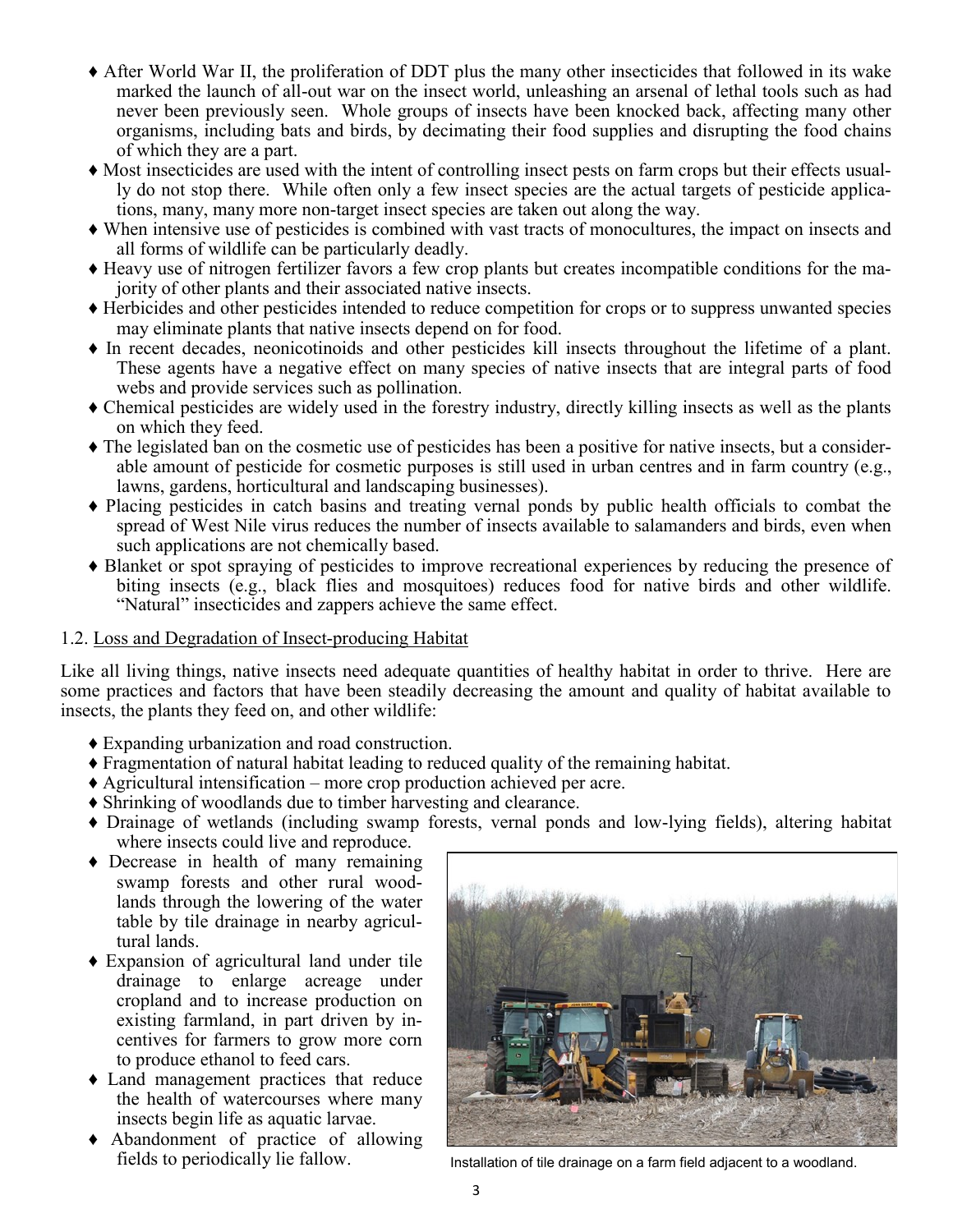- ♦ After World War II, the proliferation of DDT plus the many other insecticides that followed in its wake marked the launch of all-out war on the insect world, unleashing an arsenal of lethal tools such as had never been previously seen. Whole groups of insects have been knocked back, affecting many other organisms, including bats and birds, by decimating their food supplies and disrupting the food chains of which they are a part.
- ♦ Most insecticides are used with the intent of controlling insect pests on farm crops but their effects usually do not stop there. While often only a few insect species are the actual targets of pesticide applications, many, many more non-target insect species are taken out along the way.
- ♦ When intensive use of pesticides is combined with vast tracts of monocultures, the impact on insects and all forms of wildlife can be particularly deadly.
- ♦ Heavy use of nitrogen fertilizer favors a few crop plants but creates incompatible conditions for the majority of other plants and their associated native insects.
- ♦ Herbicides and other pesticides intended to reduce competition for crops or to suppress unwanted species may eliminate plants that native insects depend on for food.
- ♦ In recent decades, neonicotinoids and other pesticides kill insects throughout the lifetime of a plant. These agents have a negative effect on many species of native insects that are integral parts of food webs and provide services such as pollination.
- ♦ Chemical pesticides are widely used in the forestry industry, directly killing insects as well as the plants on which they feed.
- ♦ The legislated ban on the cosmetic use of pesticides has been a positive for native insects, but a considerable amount of pesticide for cosmetic purposes is still used in urban centres and in farm country (e.g., lawns, gardens, horticultural and landscaping businesses).
- ♦ Placing pesticides in catch basins and treating vernal ponds by public health officials to combat the spread of West Nile virus reduces the number of insects available to salamanders and birds, even when such applications are not chemically based.
- ♦ Blanket or spot spraying of pesticides to improve recreational experiences by reducing the presence of biting insects (e.g., black flies and mosquitoes) reduces food for native birds and other wildlife. "Natural" insecticides and zappers achieve the same effect.

1.2. Loss and Degradation of Insect-producing Habitat

Like all living things, native insects need adequate quantities of healthy habitat in order to thrive. Here are some practices and factors that have been steadily decreasing the amount and quality of habitat available to insects, the plants they feed on, and other wildlife:

- ♦ Expanding urbanization and road construction.
- ♦ Fragmentation of natural habitat leading to reduced quality of the remaining habitat.
- ♦ Agricultural intensification – more crop production achieved per acre.
- ♦ Shrinking of woodlands due to timber harvesting and clearance.
- ♦ Drainage of wetlands (including swamp forests, vernal ponds and low-lying fields), altering habitat where insects could live and reproduce.
- ♦ Decrease in health of many remaining swamp forests and other rural woodlands through the lowering of the water table by tile drainage in nearby agricultural lands.
- ♦ Expansion of agricultural land under tile drainage to enlarge acreage under cropland and to increase production on existing farmland, in part driven by incentives for farmers to grow more corn to produce ethanol to feed cars.
- ♦ Land management practices that reduce the health of watercourses where many insects begin life as aquatic larvae.
- ♦ Abandonment of practice of allowing fields to periodically lie fallow.

Installation of tile drainage on a farm field adjacent to a woodland.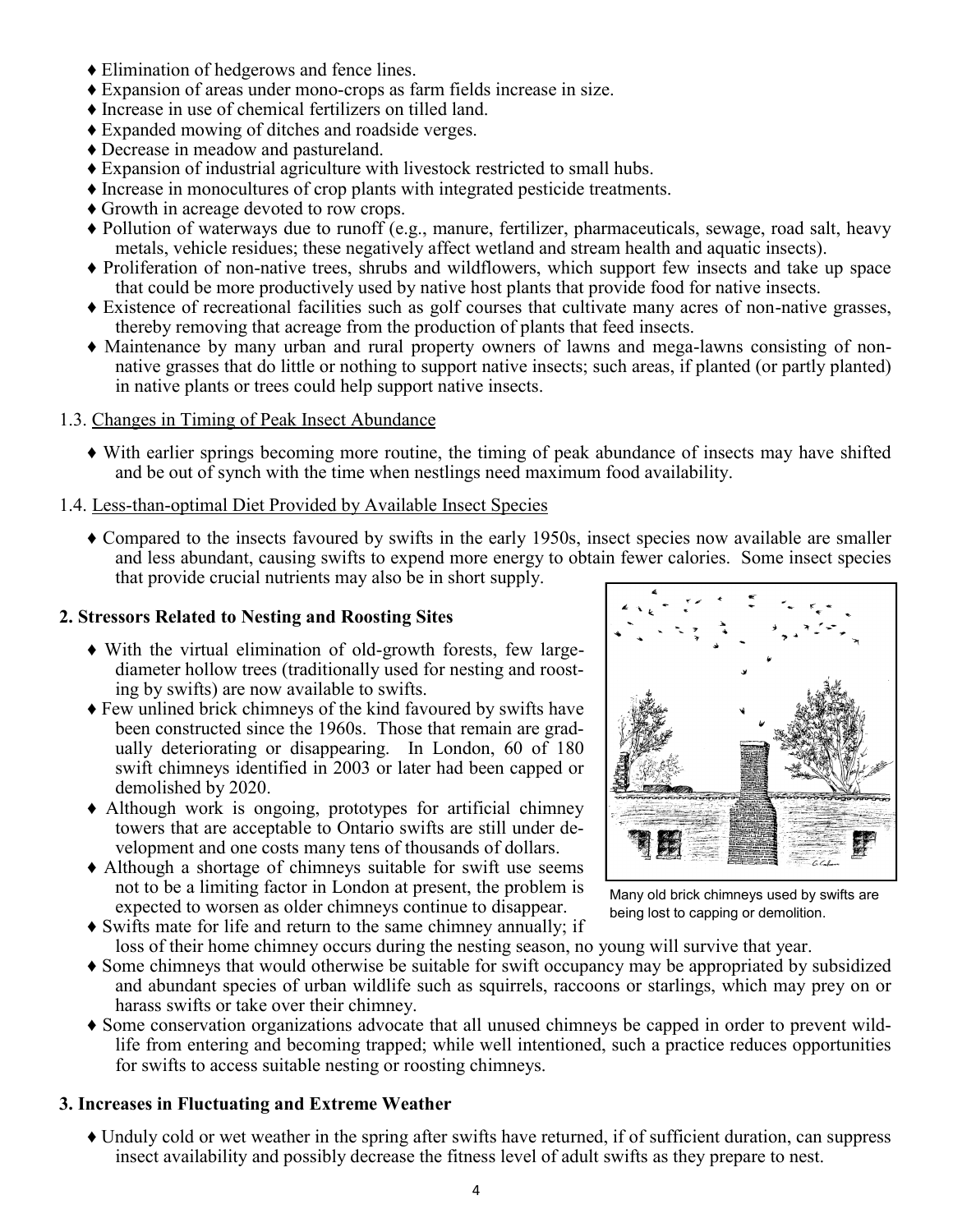- Elimination of hedgerows and fence lines.
- Expansion of areas under mono-crops as farm fields increase in size.
- Increase in use of chemical fertilizers on tilled land.
- Expanded mowing of ditches and roadside verges.
- Decrease in meadow and pastureland.
- Expansion of industrial agriculture with livestock restricted to small hubs.
- Increase in monocultures of crop plants with integrated pesticide treatments.
- Growth in acreage devoted to row crops.
- Pollution of waterways due to runoff (e.g., manure, fertilizer, pharmaceuticals, sewage, road salt, heavy metals, vehicle residues; these negatively affect wetland and stream health and aquatic insects).
- Proliferation of non-native trees, shrubs and wildflowers, which support few insects and take up space that could be more productively used by native host plants that provide food for native insects.
- Existence of recreational facilities such as golf courses that cultivate many acres of non-native grasses, thereby removing that acreage from the production of plants that feed insects.
- Maintenance by many urban and rural property owners of lawns and mega-lawns consisting of non-native grasses that do little or nothing to support native insects; such areas, if planted (or partly planted) in native plants or trees could help support native insects.

1.3. Changes in Timing of Peak Insect Abundance

- With earlier springs becoming more routine, the timing of peak abundance of insects may have shifted and be out of synch with the time when nestlings need maximum food availability.

1.4. Less-than-optimal Diet Provided by Available Insect Species

- Compared to the insects favoured by swifts in the early 1950s, insect species now available are smaller and less abundant, causing swifts to expend more energy to obtain fewer calories. Some insect species that provide crucial nutrients may also be in short supply.

**2. Stressors Related to Nesting and Roosting Sites**

- With the virtual elimination of old-growth forests, few large-diameter hollow trees (traditionally used for nesting and roosting by swifts) are now available to swifts.
- Few unlined brick chimneys of the kind favoured by swifts have been constructed since the 1960s. Those that remain are gradually deteriorating or disappearing. In London, 60 of 180 swift chimneys identified in 2003 or later had been capped or demolished by 2020.
- Although work is ongoing, prototypes for artificial chimney towers that are acceptable to Ontario swifts are still under development and one costs many tens of thousands of dollars.
- Although a shortage of chimneys suitable for swift use seems not to be a limiting factor in London at present, the problem is expected to worsen as older chimneys continue to disappear.
- Swifts mate for life and return to the same chimney annually; if loss of their home chimney occurs during the nesting season, no young will survive that year.
- Some chimneys that would otherwise be suitable for swift occupancy may be appropriated by subsidized and abundant species of urban wildlife such as squirrels, raccoons or starlings, which may prey on or harass swifts or take over their chimney.
- Some conservation organizations advocate that all unused chimneys be capped in order to prevent wildlife from entering and becoming trapped; while well intentioned, such a practice reduces opportunities for swifts to access suitable nesting or roosting chimneys.

Many old brick chimneys used by swifts are being lost to capping or demolition.

**3. Increases in Fluctuating and Extreme Weather**

- Unduly cold or wet weather in the spring after swifts have returned, if of sufficient duration, can suppress insect availability and possibly decrease the fitness level of adult swifts as they prepare to nest.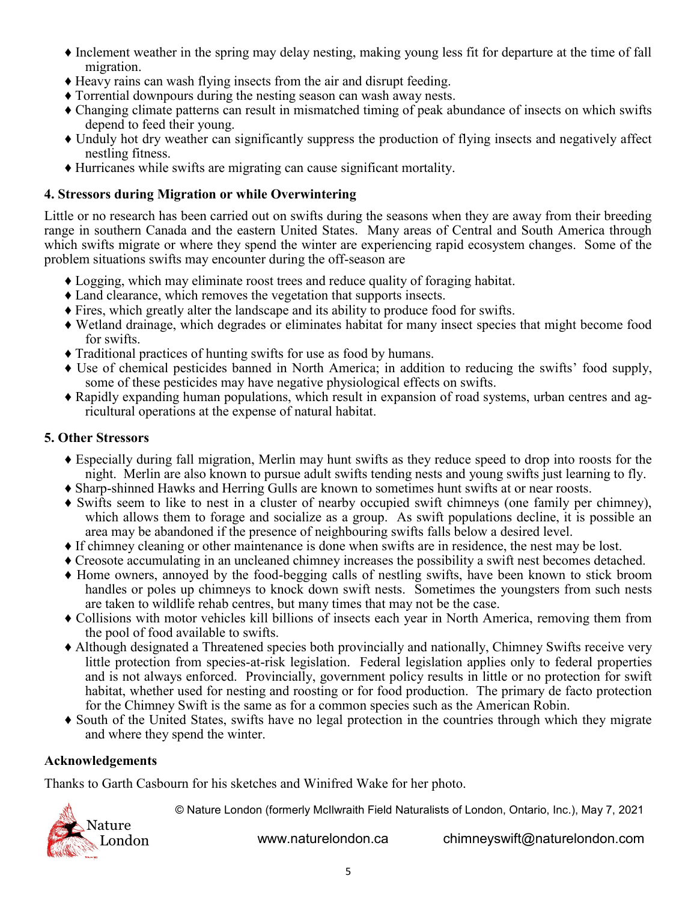- Inclement weather in the spring may delay nesting, making young less fit for departure at the time of fall migration.
- Heavy rains can wash flying insects from the air and disrupt feeding.
- Torrential downpours during the nesting season can wash away nests.
- Changing climate patterns can result in mismatched timing of peak abundance of insects on which swifts depend to feed their young.
- Unduly hot dry weather can significantly suppress the production of flying insects and negatively affect nestling fitness.
- Hurricanes while swifts are migrating can cause significant mortality.

**4. Stressors during Migration or while Overwintering**

Little or no research has been carried out on swifts during the seasons when they are away from their breeding range in southern Canada and the eastern United States. Many areas of Central and South America through which swifts migrate or where they spend the winter are experiencing rapid ecosystem changes. Some of the problem situations swifts may encounter during the off-season are

- Logging, which may eliminate roost trees and reduce quality of foraging habitat.
- Land clearance, which removes the vegetation that supports insects.
- Fires, which greatly alter the landscape and its ability to produce food for swifts.
- Wetland drainage, which degrades or eliminates habitat for many insect species that might become food for swifts.
- Traditional practices of hunting swifts for use as food by humans.
- Use of chemical pesticides banned in North America; in addition to reducing the swifts' food supply, some of these pesticides may have negative physiological effects on swifts.
- Rapidly expanding human populations, which result in expansion of road systems, urban centres and agricultural operations at the expense of natural habitat.

**5. Other Stressors**

- Especially during fall migration, Merlin may hunt swifts as they reduce speed to drop into roosts for the night. Merlin are also known to pursue adult swifts tending nests and young swifts just learning to fly.
- Sharp-shinned Hawks and Herring Gulls are known to sometimes hunt swifts at or near roosts.
- Swifts seem to like to nest in a cluster of nearby occupied swift chimneys (one family per chimney), which allows them to forage and socialize as a group. As swift populations decline, it is possible an area may be abandoned if the presence of neighbouring swifts falls below a desired level.
- If chimney cleaning or other maintenance is done when swifts are in residence, the nest may be lost.
- Creosote accumulating in an uncleaned chimney increases the possibility a swift nest becomes detached.
- Home owners, annoyed by the food-begging calls of nestling swifts, have been known to stick broom handles or poles up chimneys to knock down swift nests. Sometimes the youngsters from such nests are taken to wildlife rehab centres, but many times that may not be the case.
- Collisions with motor vehicles kill billions of insects each year in North America, removing them from the pool of food available to swifts.
- Although designated a Threatened species both provincially and nationally, Chimney Swifts receive very little protection from species-at-risk legislation. Federal legislation applies only to federal properties and is not always enforced. Provincially, government policy results in little or no protection for swift habitat, whether used for nesting and roosting or for food production. The primary de facto protection for the Chimney Swift is the same as for a common species such as the American Robin.
- South of the United States, swifts have no legal protection in the countries through which they migrate and where they spend the winter.

**Acknowledgements**

Thanks to Garth Casbourn for his sketches and Winifred Wake for her photo.

Nature London

© Nature London (formerly McIlwraith Field Naturalists of London, Ontario, Inc.), May 7, 2021

www.naturelondon.ca    chimneyswift@naturelondon.com